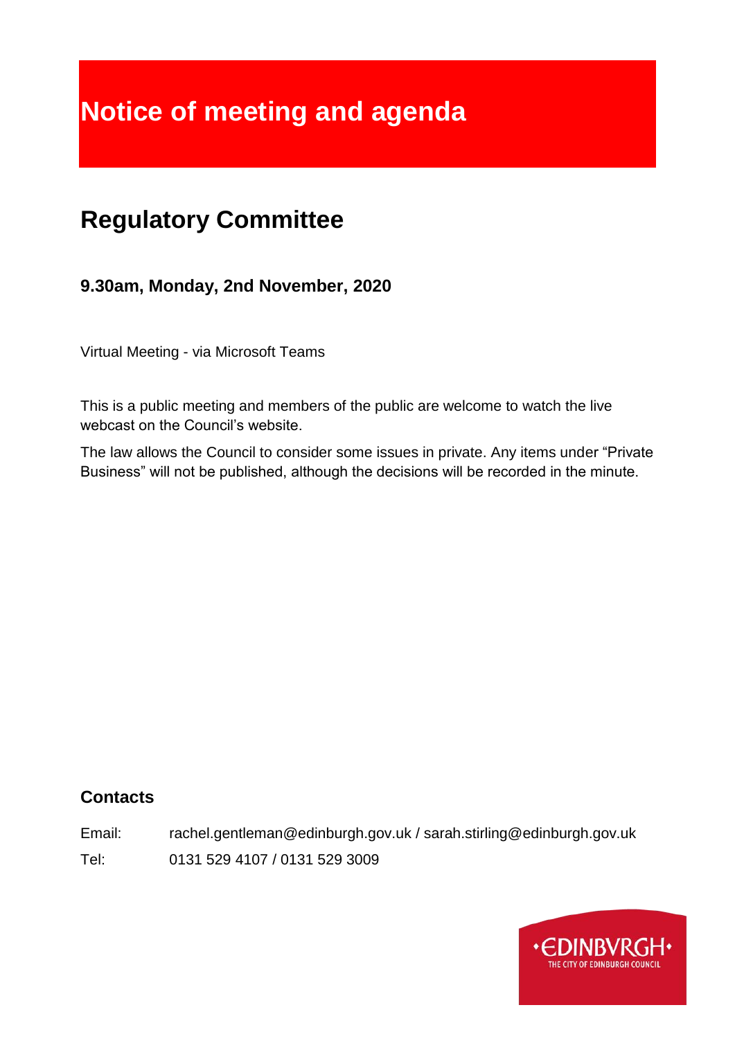# Notice of meeting and agenda

## Regulatory Committee

### 9.30am, Monday, 2nd November, 2020

Virtual Meeting - via Microsoft Teams

This is a public meeting and members of the public are welcome to watch the live webcast on the Council's website.

The law allows the Council to consider some issues in private. Any items under "Private Business" will not be published, although the decisions will be recorded in the minute.

### Contacts

Email: rachel.gentleman@edinburgh.gov.uk / sarah.stirling@edinburgh.gov.uk

Tel: 0131 529 4107 / 0131 529 3009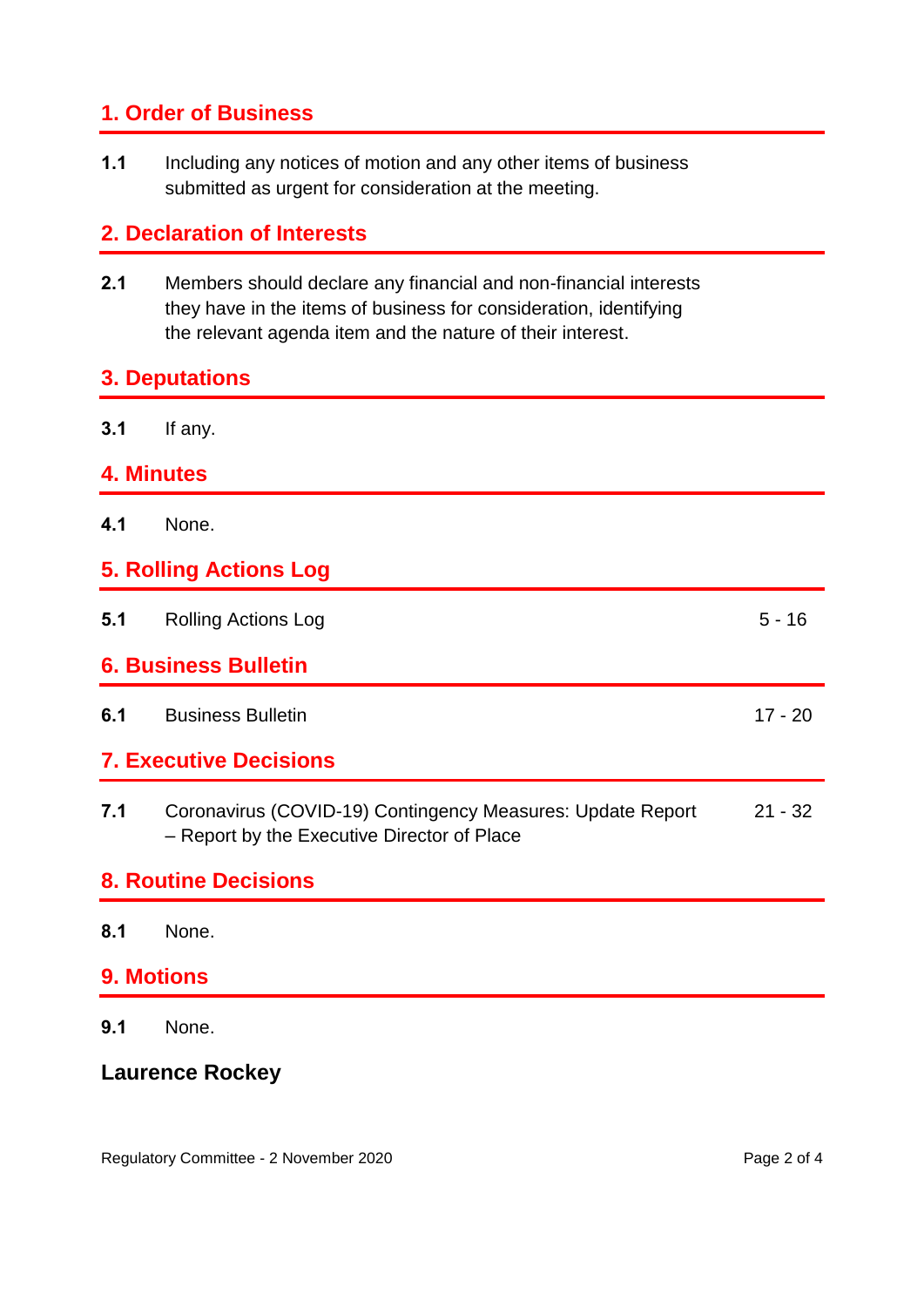## 1. Order of Business

**1.1** Including any notices of motion and any other items of business submitted as urgent for consideration at the meeting.

## 2. Declaration of Interests

**2.1** Members should declare any financial and non-financial interests they have in the items of business for consideration, identifying the relevant agenda item and the nature of their interest.

## 3. Deputations

**3.1** If any.

## 4. Minutes

**4.1** None.

## 5. Rolling Actions Log

| | | |
|---|---|---|
| **5.1** | Rolling Actions Log | 5 - 16 |

## 6. Business Bulletin

| | | |
|---|---|---|
| **6.1** | Business Bulletin | 17 - 20 |

## 7. Executive Decisions

| | | |
|---|---|---|
| **7.1** | Coronavirus (COVID-19) Contingency Measures: Update Report – Report by the Executive Director of Place | 21 - 32 |

## 8. Routine Decisions

**8.1** None.

## 9. Motions

**9.1** None.

**Laurence Rockey**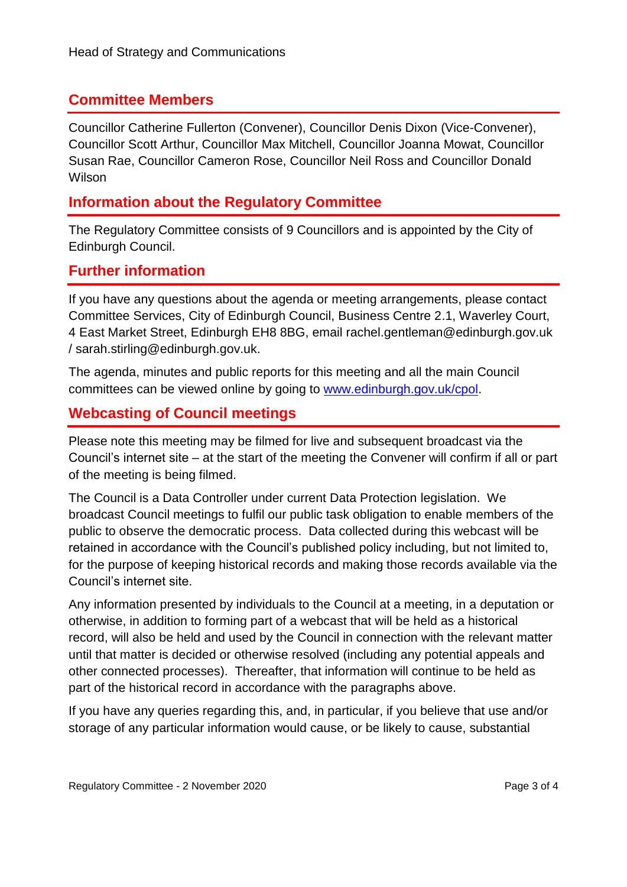Head of Strategy and Communications

## Committee Members

Councillor Catherine Fullerton (Convener), Councillor Denis Dixon (Vice-Convener), Councillor Scott Arthur, Councillor Max Mitchell, Councillor Joanna Mowat, Councillor Susan Rae, Councillor Cameron Rose, Councillor Neil Ross and Councillor Donald Wilson

## Information about the Regulatory Committee

The Regulatory Committee consists of 9 Councillors and is appointed by the City of Edinburgh Council.

## Further information

If you have any questions about the agenda or meeting arrangements, please contact Committee Services, City of Edinburgh Council, Business Centre 2.1, Waverley Court, 4 East Market Street, Edinburgh EH8 8BG, email rachel.gentleman@edinburgh.gov.uk / sarah.stirling@edinburgh.gov.uk.

The agenda, minutes and public reports for this meeting and all the main Council committees can be viewed online by going to [www.edinburgh.gov.uk/cpol](www.edinburgh.gov.uk/cpol).

## Webcasting of Council meetings

Please note this meeting may be filmed for live and subsequent broadcast via the Council's internet site – at the start of the meeting the Convener will confirm if all or part of the meeting is being filmed.

The Council is a Data Controller under current Data Protection legislation. We broadcast Council meetings to fulfil our public task obligation to enable members of the public to observe the democratic process. Data collected during this webcast will be retained in accordance with the Council's published policy including, but not limited to, for the purpose of keeping historical records and making those records available via the Council's internet site.

Any information presented by individuals to the Council at a meeting, in a deputation or otherwise, in addition to forming part of a webcast that will be held as a historical record, will also be held and used by the Council in connection with the relevant matter until that matter is decided or otherwise resolved (including any potential appeals and other connected processes). Thereafter, that information will continue to be held as part of the historical record in accordance with the paragraphs above.

If you have any queries regarding this, and, in particular, if you believe that use and/or storage of any particular information would cause, or be likely to cause, substantial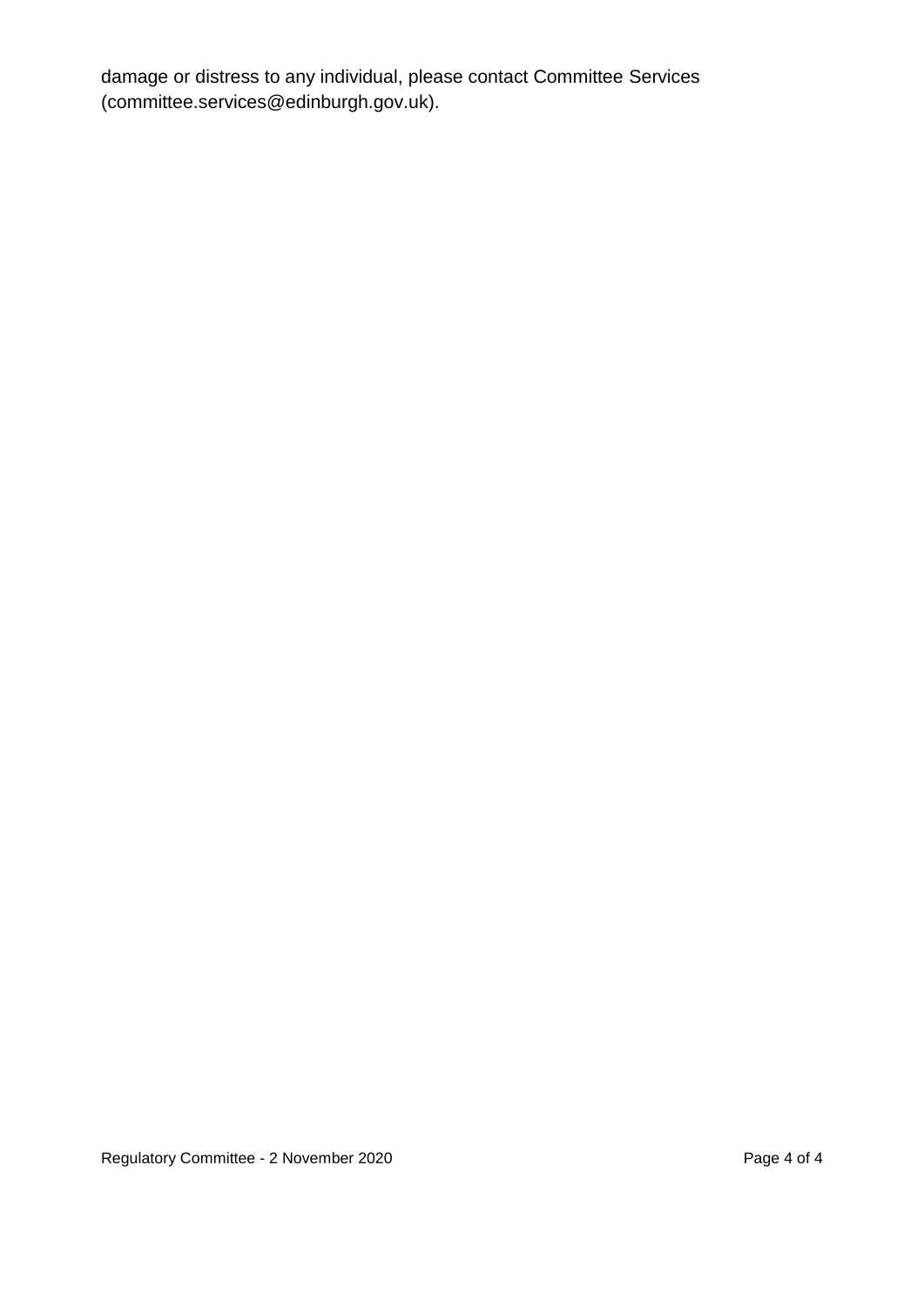damage or distress to any individual, please contact Committee Services (committee.services@edinburgh.gov.uk).